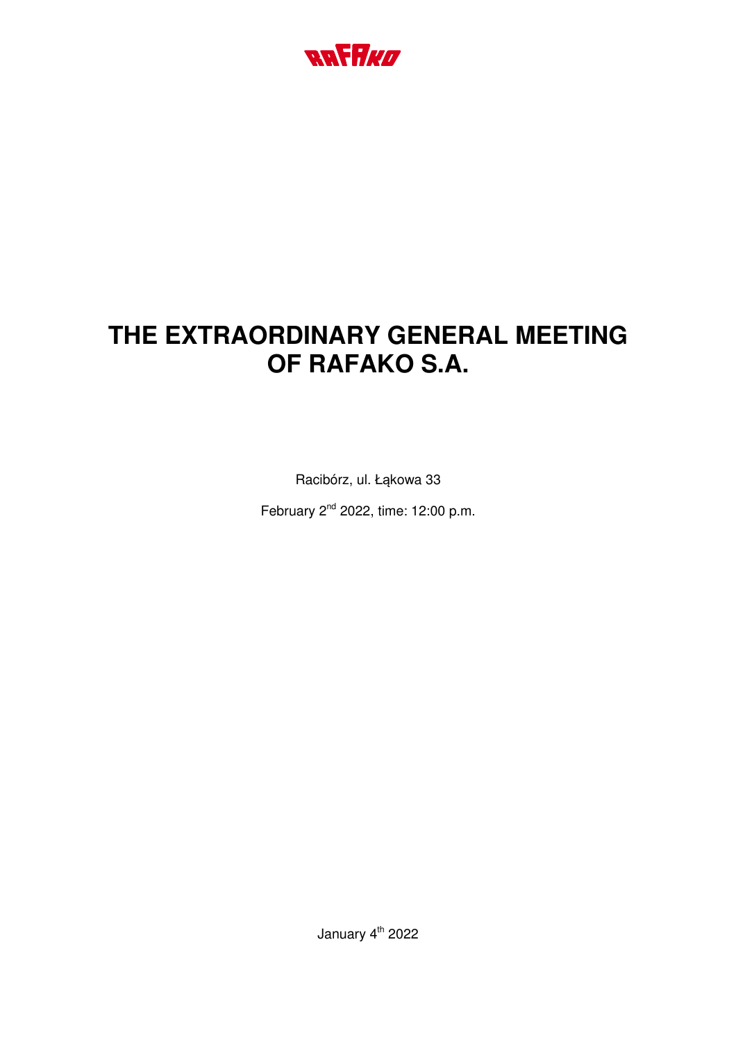RAFAKO

# THE EXTRAORDINARY GENERAL MEETING OF RAFAKO S.A.

Racibórz, ul. Łąkowa 33

February 2nd 2022, time: 12:00 p.m.

January 4th 2022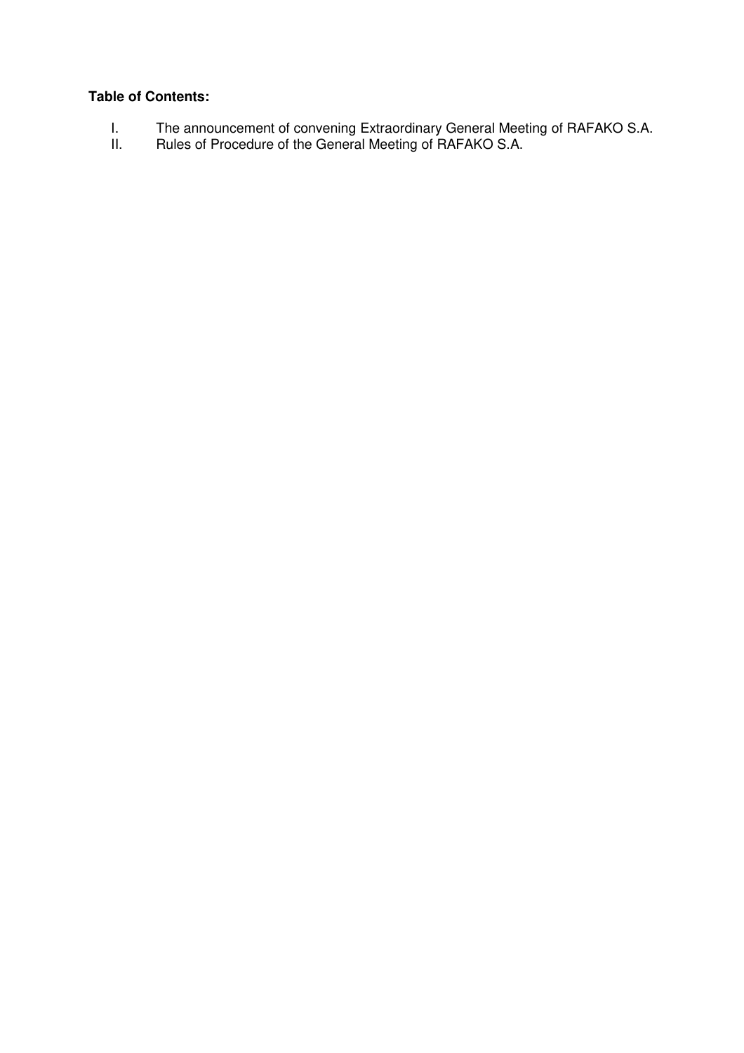**Table of Contents:**

I. The announcement of convening Extraordinary General Meeting of RAFAKO S.A.
II. Rules of Procedure of the General Meeting of RAFAKO S.A.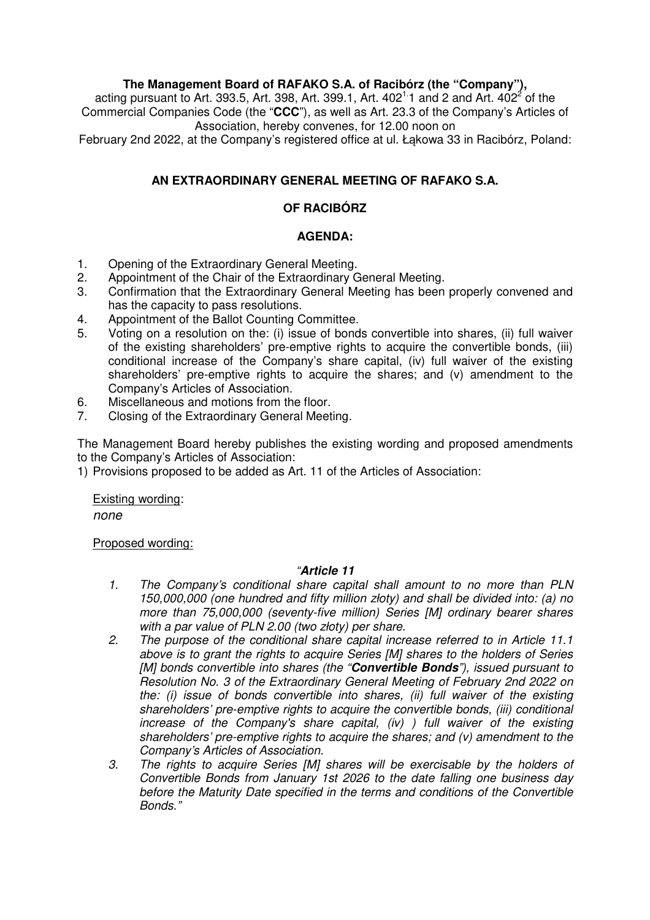**The Management Board of RAFAKO S.A. of Racibórz (the "Company"),**
acting pursuant to Art. 393.5, Art. 398, Art. 399.1, Art. $402^{1}$.1 and 2 and Art. $402^{2}$ of the Commercial Companies Code (the "**CCC**"), as well as Art. 23.3 of the Company's Articles of Association, hereby convenes, for 12.00 noon on February 2nd 2022, at the Company's registered office at ul. Łąkowa 33 in Racibórz, Poland:

## AN EXTRAORDINARY GENERAL MEETING OF RAFAKO S.A.

## OF RACIBÓRZ

### AGENDA:

1. Opening of the Extraordinary General Meeting.
2. Appointment of the Chair of the Extraordinary General Meeting.
3. Confirmation that the Extraordinary General Meeting has been properly convened and has the capacity to pass resolutions.
4. Appointment of the Ballot Counting Committee.
5. Voting on a resolution on the: (i) issue of bonds convertible into shares, (ii) full waiver of the existing shareholders' pre-emptive rights to acquire the convertible bonds, (iii) conditional increase of the Company's share capital, (iv) full waiver of the existing shareholders' pre-emptive rights to acquire the shares; and (v) amendment to the Company's Articles of Association.
6. Miscellaneous and motions from the floor.
7. Closing of the Extraordinary General Meeting.

The Management Board hereby publishes the existing wording and proposed amendments to the Company's Articles of Association:

1) Provisions proposed to be added as Art. 11 of the Articles of Association:

Existing wording:
*none*

Proposed wording:

*"**Article 11***

1. *The Company's conditional share capital shall amount to no more than PLN 150,000,000 (one hundred and fifty million złoty) and shall be divided into: (a) no more than 75,000,000 (seventy-five million) Series [M] ordinary bearer shares with a par value of PLN 2.00 (two złoty) per share.*
2. *The purpose of the conditional share capital increase referred to in Article 11.1 above is to grant the rights to acquire Series [M] shares to the holders of Series [M] bonds convertible into shares (the "**Convertible Bonds**"), issued pursuant to Resolution No. 3 of the Extraordinary General Meeting of February 2nd 2022 on the: (i) issue of bonds convertible into shares, (ii) full waiver of the existing shareholders' pre-emptive rights to acquire the convertible bonds, (iii) conditional increase of the Company's share capital, (iv) ) full waiver of the existing shareholders' pre-emptive rights to acquire the shares; and (v) amendment to the Company's Articles of Association.*
3. *The rights to acquire Series [M] shares will be exercisable by the holders of Convertible Bonds from January 1st 2026 to the date falling one business day before the Maturity Date specified in the terms and conditions of the Convertible Bonds."*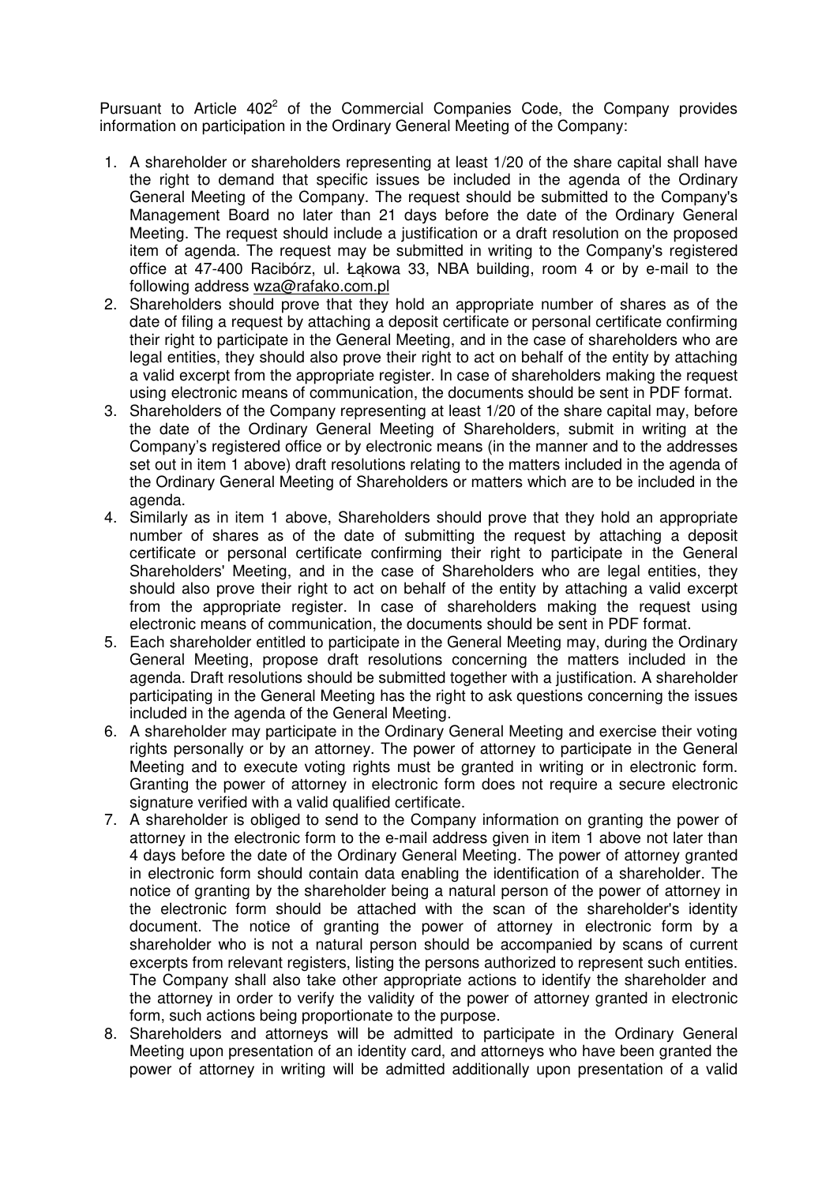Pursuant to Article 402[2] of the Commercial Companies Code, the Company provides information on participation in the Ordinary General Meeting of the Company:

1. A shareholder or shareholders representing at least 1/20 of the share capital shall have the right to demand that specific issues be included in the agenda of the Ordinary General Meeting of the Company. The request should be submitted to the Company's Management Board no later than 21 days before the date of the Ordinary General Meeting. The request should include a justification or a draft resolution on the proposed item of agenda. The request may be submitted in writing to the Company's registered office at 47-400 Racibórz, ul. Łąkowa 33, NBA building, room 4 or by e-mail to the following address wza@rafako.com.pl
2. Shareholders should prove that they hold an appropriate number of shares as of the date of filing a request by attaching a deposit certificate or personal certificate confirming their right to participate in the General Meeting, and in the case of shareholders who are legal entities, they should also prove their right to act on behalf of the entity by attaching a valid excerpt from the appropriate register. In case of shareholders making the request using electronic means of communication, the documents should be sent in PDF format.
3. Shareholders of the Company representing at least 1/20 of the share capital may, before the date of the Ordinary General Meeting of Shareholders, submit in writing at the Company's registered office or by electronic means (in the manner and to the addresses set out in item 1 above) draft resolutions relating to the matters included in the agenda of the Ordinary General Meeting of Shareholders or matters which are to be included in the agenda.
4. Similarly as in item 1 above, Shareholders should prove that they hold an appropriate number of shares as of the date of submitting the request by attaching a deposit certificate or personal certificate confirming their right to participate in the General Shareholders' Meeting, and in the case of Shareholders who are legal entities, they should also prove their right to act on behalf of the entity by attaching a valid excerpt from the appropriate register. In case of shareholders making the request using electronic means of communication, the documents should be sent in PDF format.
5. Each shareholder entitled to participate in the General Meeting may, during the Ordinary General Meeting, propose draft resolutions concerning the matters included in the agenda. Draft resolutions should be submitted together with a justification. A shareholder participating in the General Meeting has the right to ask questions concerning the issues included in the agenda of the General Meeting.
6. A shareholder may participate in the Ordinary General Meeting and exercise their voting rights personally or by an attorney. The power of attorney to participate in the General Meeting and to execute voting rights must be granted in writing or in electronic form. Granting the power of attorney in electronic form does not require a secure electronic signature verified with a valid qualified certificate.
7. A shareholder is obliged to send to the Company information on granting the power of attorney in the electronic form to the e-mail address given in item 1 above not later than 4 days before the date of the Ordinary General Meeting. The power of attorney granted in electronic form should contain data enabling the identification of a shareholder. The notice of granting by the shareholder being a natural person of the power of attorney in the electronic form should be attached with the scan of the shareholder's identity document. The notice of granting the power of attorney in electronic form by a shareholder who is not a natural person should be accompanied by scans of current excerpts from relevant registers, listing the persons authorized to represent such entities. The Company shall also take other appropriate actions to identify the shareholder and the attorney in order to verify the validity of the power of attorney granted in electronic form, such actions being proportionate to the purpose.
8. Shareholders and attorneys will be admitted to participate in the Ordinary General Meeting upon presentation of an identity card, and attorneys who have been granted the power of attorney in writing will be admitted additionally upon presentation of a valid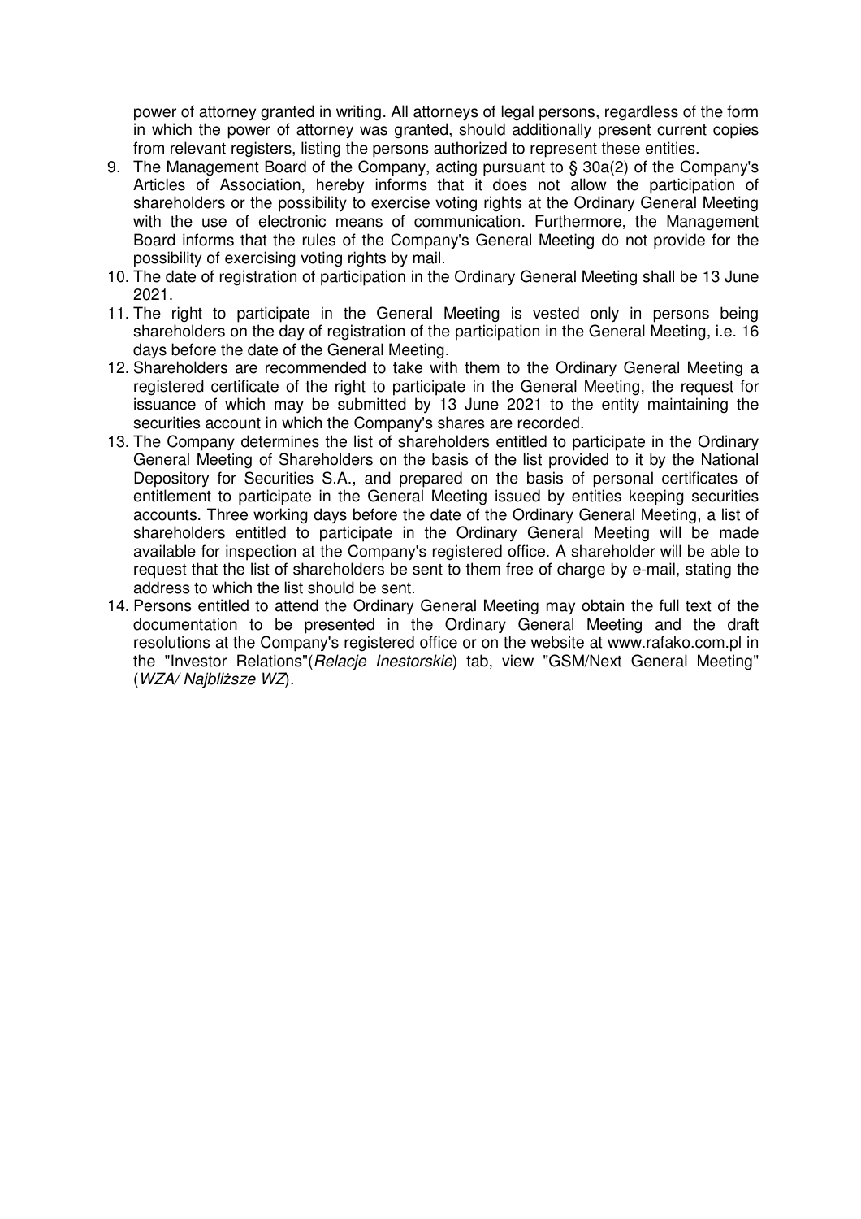power of attorney granted in writing. All attorneys of legal persons, regardless of the form in which the power of attorney was granted, should additionally present current copies from relevant registers, listing the persons authorized to represent these entities.

9. The Management Board of the Company, acting pursuant to § 30a(2) of the Company's Articles of Association, hereby informs that it does not allow the participation of shareholders or the possibility to exercise voting rights at the Ordinary General Meeting with the use of electronic means of communication. Furthermore, the Management Board informs that the rules of the Company's General Meeting do not provide for the possibility of exercising voting rights by mail.
10. The date of registration of participation in the Ordinary General Meeting shall be 13 June 2021.
11. The right to participate in the General Meeting is vested only in persons being shareholders on the day of registration of the participation in the General Meeting, i.e. 16 days before the date of the General Meeting.
12. Shareholders are recommended to take with them to the Ordinary General Meeting a registered certificate of the right to participate in the General Meeting, the request for issuance of which may be submitted by 13 June 2021 to the entity maintaining the securities account in which the Company's shares are recorded.
13. The Company determines the list of shareholders entitled to participate in the Ordinary General Meeting of Shareholders on the basis of the list provided to it by the National Depository for Securities S.A., and prepared on the basis of personal certificates of entitlement to participate in the General Meeting issued by entities keeping securities accounts. Three working days before the date of the Ordinary General Meeting, a list of shareholders entitled to participate in the Ordinary General Meeting will be made available for inspection at the Company's registered office. A shareholder will be able to request that the list of shareholders be sent to them free of charge by e-mail, stating the address to which the list should be sent.
14. Persons entitled to attend the Ordinary General Meeting may obtain the full text of the documentation to be presented in the Ordinary General Meeting and the draft resolutions at the Company's registered office or on the website at www.rafako.com.pl in the "Investor Relations"(*Relacje Inestorskie*) tab, view "GSM/Next General Meeting" (*WZA/ Najbliższe WZ*).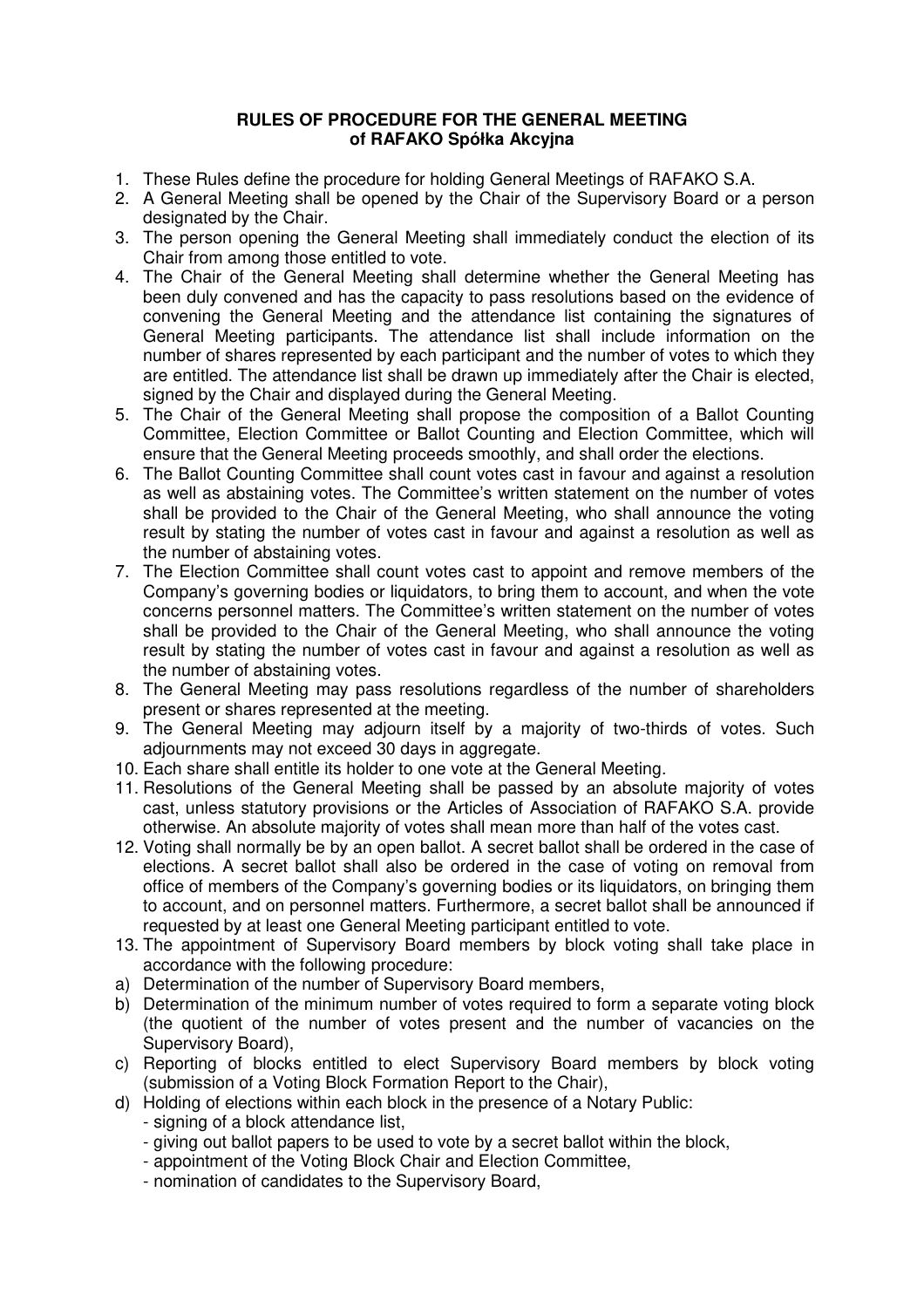**RULES OF PROCEDURE FOR THE GENERAL MEETING**
**of RAFAKO Spółka Akcyjna**

1. These Rules define the procedure for holding General Meetings of RAFAKO S.A.
2. A General Meeting shall be opened by the Chair of the Supervisory Board or a person designated by the Chair.
3. The person opening the General Meeting shall immediately conduct the election of its Chair from among those entitled to vote.
4. The Chair of the General Meeting shall determine whether the General Meeting has been duly convened and has the capacity to pass resolutions based on the evidence of convening the General Meeting and the attendance list containing the signatures of General Meeting participants. The attendance list shall include information on the number of shares represented by each participant and the number of votes to which they are entitled. The attendance list shall be drawn up immediately after the Chair is elected, signed by the Chair and displayed during the General Meeting.
5. The Chair of the General Meeting shall propose the composition of a Ballot Counting Committee, Election Committee or Ballot Counting and Election Committee, which will ensure that the General Meeting proceeds smoothly, and shall order the elections.
6. The Ballot Counting Committee shall count votes cast in favour and against a resolution as well as abstaining votes. The Committee's written statement on the number of votes shall be provided to the Chair of the General Meeting, who shall announce the voting result by stating the number of votes cast in favour and against a resolution as well as the number of abstaining votes.
7. The Election Committee shall count votes cast to appoint and remove members of the Company's governing bodies or liquidators, to bring them to account, and when the vote concerns personnel matters. The Committee's written statement on the number of votes shall be provided to the Chair of the General Meeting, who shall announce the voting result by stating the number of votes cast in favour and against a resolution as well as the number of abstaining votes.
8. The General Meeting may pass resolutions regardless of the number of shareholders present or shares represented at the meeting.
9. The General Meeting may adjourn itself by a majority of two-thirds of votes. Such adjournments may not exceed 30 days in aggregate.
10. Each share shall entitle its holder to one vote at the General Meeting.
11. Resolutions of the General Meeting shall be passed by an absolute majority of votes cast, unless statutory provisions or the Articles of Association of RAFAKO S.A. provide otherwise. An absolute majority of votes shall mean more than half of the votes cast.
12. Voting shall normally be by an open ballot. A secret ballot shall be ordered in the case of elections. A secret ballot shall also be ordered in the case of voting on removal from office of members of the Company's governing bodies or its liquidators, on bringing them to account, and on personnel matters. Furthermore, a secret ballot shall be announced if requested by at least one General Meeting participant entitled to vote.
13. The appointment of Supervisory Board members by block voting shall take place in accordance with the following procedure:

a) Determination of the number of Supervisory Board members,
b) Determination of the minimum number of votes required to form a separate voting block (the quotient of the number of votes present and the number of vacancies on the Supervisory Board),
c) Reporting of blocks entitled to elect Supervisory Board members by block voting (submission of a Voting Block Formation Report to the Chair),
d) Holding of elections within each block in the presence of a Notary Public:
   - signing of a block attendance list,
   - giving out ballot papers to be used to vote by a secret ballot within the block,
   - appointment of the Voting Block Chair and Election Committee,
   - nomination of candidates to the Supervisory Board,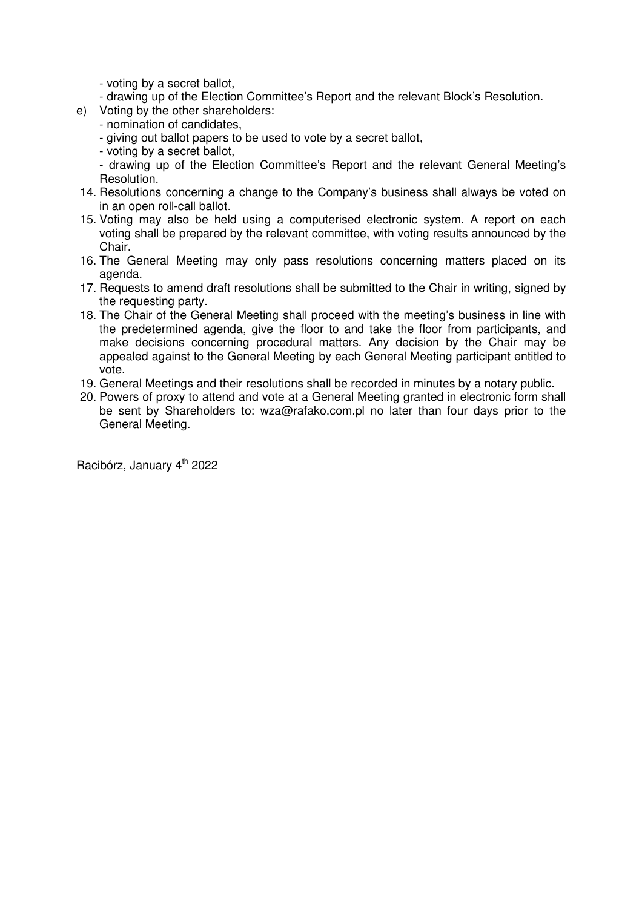- voting by a secret ballot,
- drawing up of the Election Committee's Report and the relevant Block's Resolution.

e) Voting by the other shareholders:
   - nomination of candidates,
   - giving out ballot papers to be used to vote by a secret ballot,
   - voting by a secret ballot,
   - drawing up of the Election Committee's Report and the relevant General Meeting's Resolution.

14. Resolutions concerning a change to the Company's business shall always be voted on in an open roll-call ballot.
15. Voting may also be held using a computerised electronic system. A report on each voting shall be prepared by the relevant committee, with voting results announced by the Chair.
16. The General Meeting may only pass resolutions concerning matters placed on its agenda.
17. Requests to amend draft resolutions shall be submitted to the Chair in writing, signed by the requesting party.
18. The Chair of the General Meeting shall proceed with the meeting's business in line with the predetermined agenda, give the floor to and take the floor from participants, and make decisions concerning procedural matters. Any decision by the Chair may be appealed against to the General Meeting by each General Meeting participant entitled to vote.
19. General Meetings and their resolutions shall be recorded in minutes by a notary public.
20. Powers of proxy to attend and vote at a General Meeting granted in electronic form shall be sent by Shareholders to: wza@rafako.com.pl no later than four days prior to the General Meeting.

Racibórz, January 4th 2022